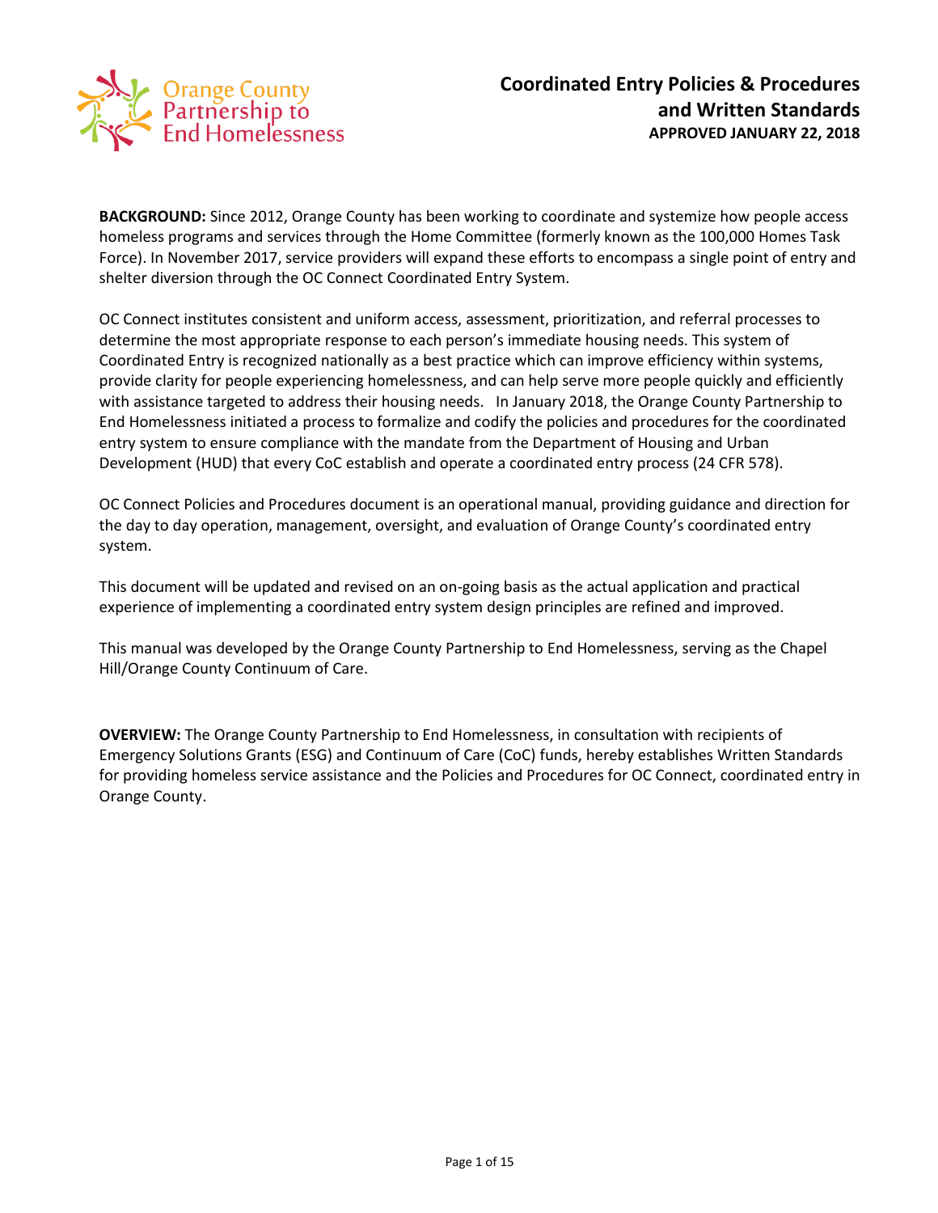Orange County Partnership to End Homelessness

# Coordinated Entry Policies & Procedures and Written Standards

**APPROVED JANUARY 22, 2018**

**BACKGROUND:** Since 2012, Orange County has been working to coordinate and systemize how people access homeless programs and services through the Home Committee (formerly known as the 100,000 Homes Task Force). In November 2017, service providers will expand these efforts to encompass a single point of entry and shelter diversion through the OC Connect Coordinated Entry System.

OC Connect institutes consistent and uniform access, assessment, prioritization, and referral processes to determine the most appropriate response to each person's immediate housing needs. This system of Coordinated Entry is recognized nationally as a best practice which can improve efficiency within systems, provide clarity for people experiencing homelessness, and can help serve more people quickly and efficiently with assistance targeted to address their housing needs. In January 2018, the Orange County Partnership to End Homelessness initiated a process to formalize and codify the policies and procedures for the coordinated entry system to ensure compliance with the mandate from the Department of Housing and Urban Development (HUD) that every CoC establish and operate a coordinated entry process (24 CFR 578).

OC Connect Policies and Procedures document is an operational manual, providing guidance and direction for the day to day operation, management, oversight, and evaluation of Orange County's coordinated entry system.

This document will be updated and revised on an on-going basis as the actual application and practical experience of implementing a coordinated entry system design principles are refined and improved.

This manual was developed by the Orange County Partnership to End Homelessness, serving as the Chapel Hill/Orange County Continuum of Care.

**OVERVIEW:** The Orange County Partnership to End Homelessness, in consultation with recipients of Emergency Solutions Grants (ESG) and Continuum of Care (CoC) funds, hereby establishes Written Standards for providing homeless service assistance and the Policies and Procedures for OC Connect, coordinated entry in Orange County.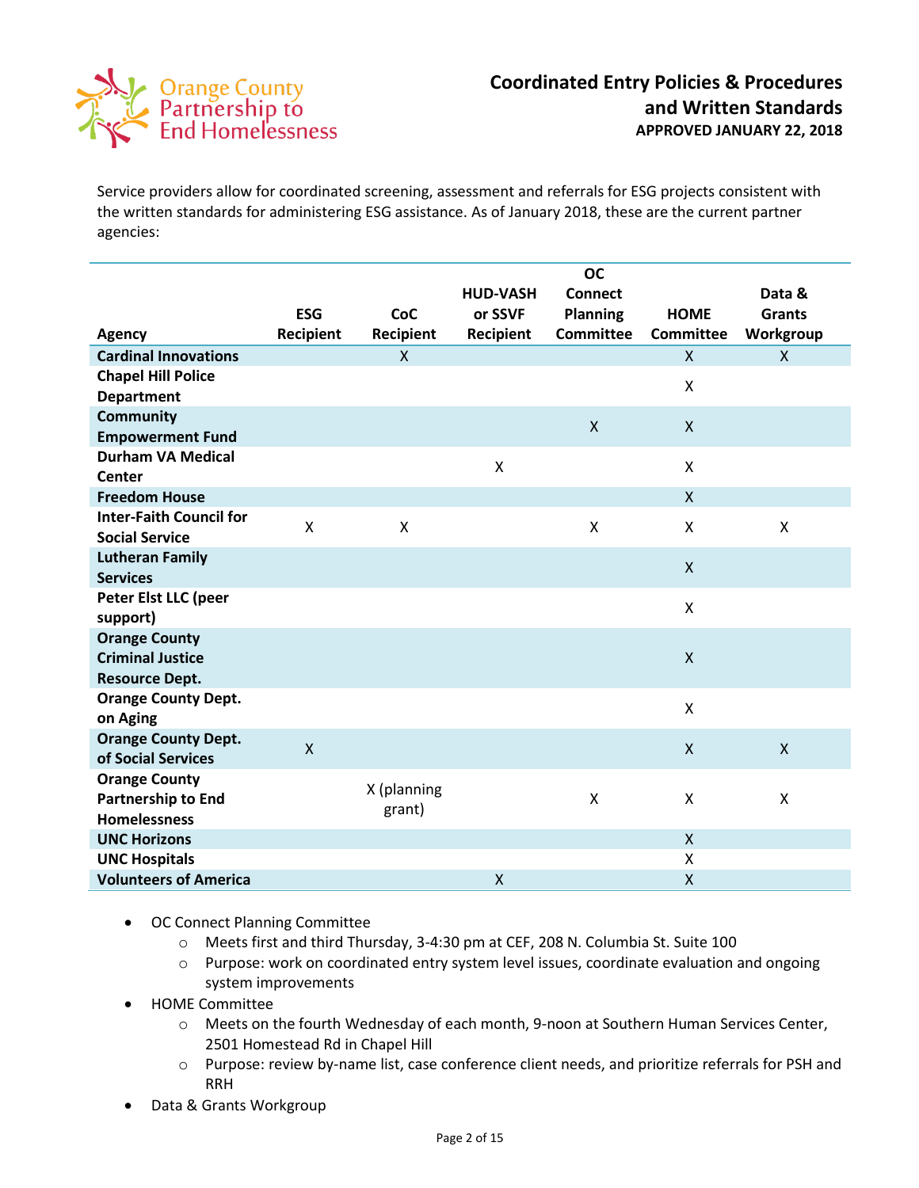Service providers allow for coordinated screening, assessment and referrals for ESG projects consistent with the written standards for administering ESG assistance. As of January 2018, these are the current partner agencies:

| Agency | ESG Recipient | CoC Recipient | HUD-VASH or SSVF Recipient | OC Connect Planning Committee | HOME Committee | Data & Grants Workgroup |
|---|---|---|---|---|---|---|
| **Cardinal Innovations** | | X | | | X | X |
| **Chapel Hill Police Department** | | | | | X | |
| **Community Empowerment Fund** | | | | X | X | |
| **Durham VA Medical Center** | | | X | | X | |
| **Freedom House** | | | | | X | |
| **Inter-Faith Council for Social Service** | X | X | | X | X | X |
| **Lutheran Family Services** | | | | | X | |
| **Peter Elst LLC (peer support)** | | | | | X | |
| **Orange County Criminal Justice Resource Dept.** | | | | | X | |
| **Orange County Dept. on Aging** | | | | | X | |
| **Orange County Dept. of Social Services** | X | | | | X | X |
| **Orange County Partnership to End Homelessness** | | X (planning grant) | | X | X | X |
| **UNC Horizons** | | | | | X | |
| **UNC Hospitals** | | | | | X | |
| **Volunteers of America** | | | X | | X | |

- OC Connect Planning Committee
  - Meets first and third Thursday, 3-4:30 pm at CEF, 208 N. Columbia St. Suite 100
  - Purpose: work on coordinated entry system level issues, coordinate evaluation and ongoing system improvements
- HOME Committee
  - Meets on the fourth Wednesday of each month, 9-noon at Southern Human Services Center, 2501 Homestead Rd in Chapel Hill
  - Purpose: review by-name list, case conference client needs, and prioritize referrals for PSH and RRH
- Data & Grants Workgroup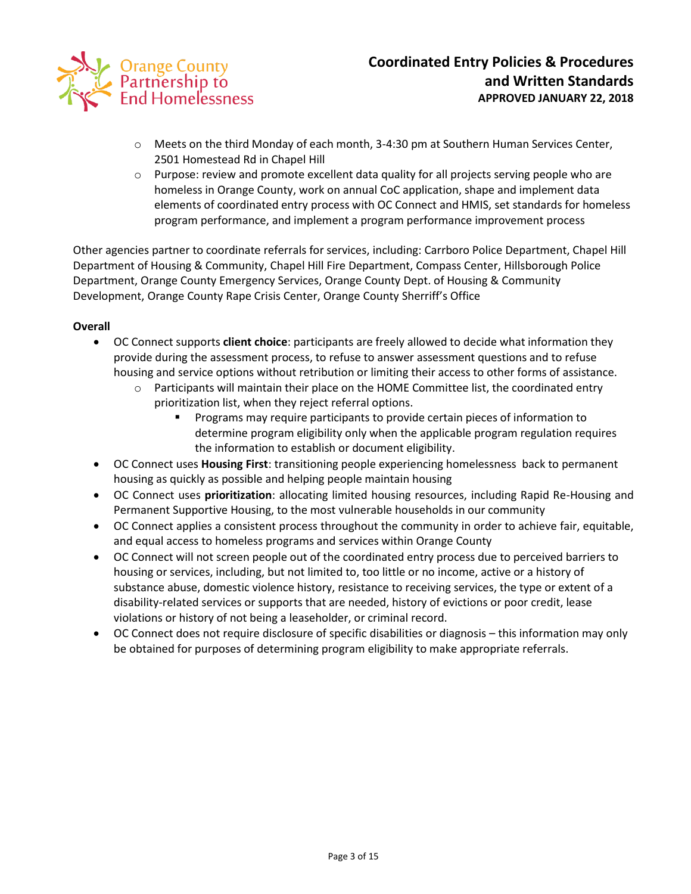- Meets on the third Monday of each month, 3-4:30 pm at Southern Human Services Center, 2501 Homestead Rd in Chapel Hill
  - Purpose: review and promote excellent data quality for all projects serving people who are homeless in Orange County, work on annual CoC application, shape and implement data elements of coordinated entry process with OC Connect and HMIS, set standards for homeless program performance, and implement a program performance improvement process

Other agencies partner to coordinate referrals for services, including: Carrboro Police Department, Chapel Hill Department of Housing & Community, Chapel Hill Fire Department, Compass Center, Hillsborough Police Department, Orange County Emergency Services, Orange County Dept. of Housing & Community Development, Orange County Rape Crisis Center, Orange County Sherriff's Office

**Overall**

- OC Connect supports **client choice**: participants are freely allowed to decide what information they provide during the assessment process, to refuse to answer assessment questions and to refuse housing and service options without retribution or limiting their access to other forms of assistance.
  - Participants will maintain their place on the HOME Committee list, the coordinated entry prioritization list, when they reject referral options.
    - Programs may require participants to provide certain pieces of information to determine program eligibility only when the applicable program regulation requires the information to establish or document eligibility.
- OC Connect uses **Housing First**: transitioning people experiencing homelessness back to permanent housing as quickly as possible and helping people maintain housing
- OC Connect uses **prioritization**: allocating limited housing resources, including Rapid Re-Housing and Permanent Supportive Housing, to the most vulnerable households in our community
- OC Connect applies a consistent process throughout the community in order to achieve fair, equitable, and equal access to homeless programs and services within Orange County
- OC Connect will not screen people out of the coordinated entry process due to perceived barriers to housing or services, including, but not limited to, too little or no income, active or a history of substance abuse, domestic violence history, resistance to receiving services, the type or extent of a disability-related services or supports that are needed, history of evictions or poor credit, lease violations or history of not being a leaseholder, or criminal record.
- OC Connect does not require disclosure of specific disabilities or diagnosis – this information may only be obtained for purposes of determining program eligibility to make appropriate referrals.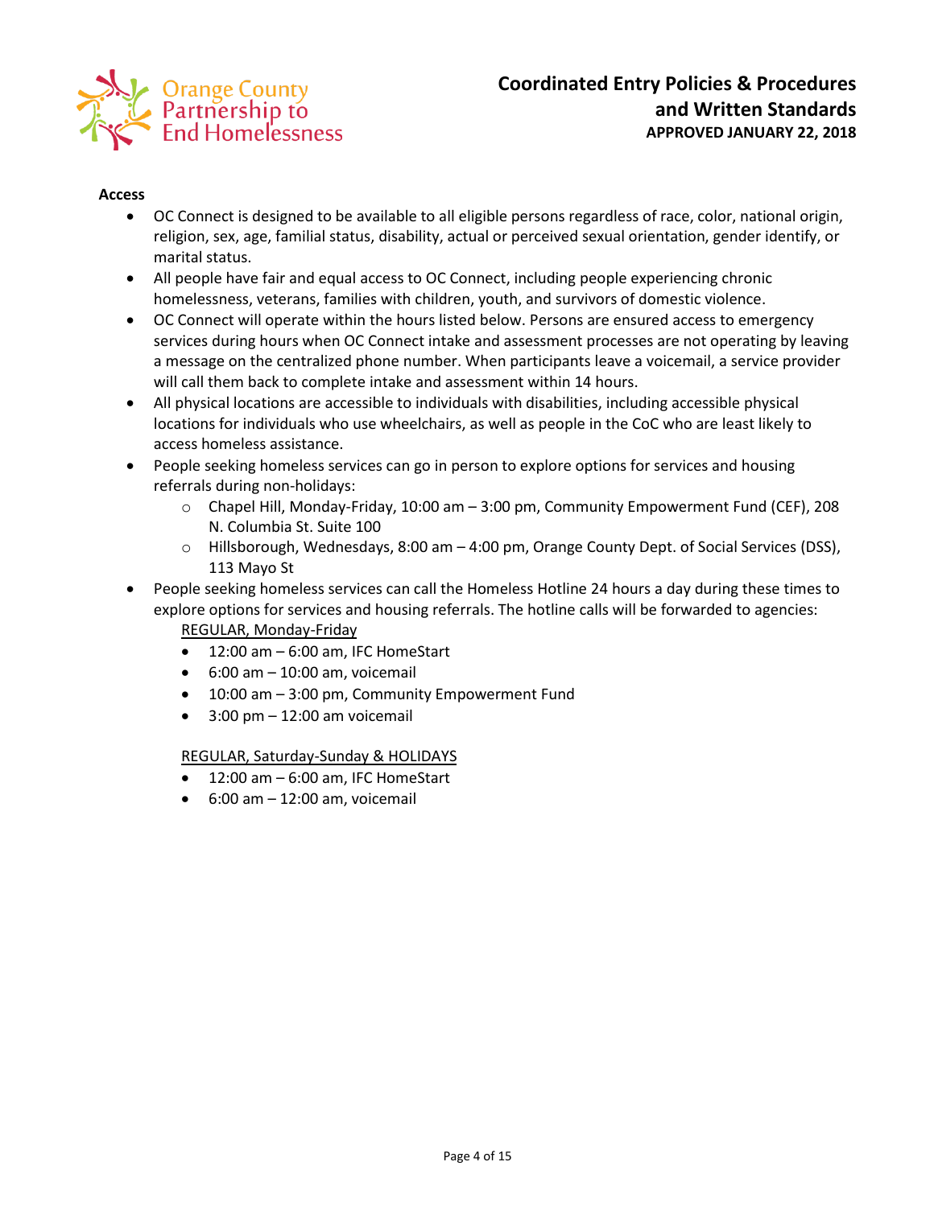**Access**

- OC Connect is designed to be available to all eligible persons regardless of race, color, national origin, religion, sex, age, familial status, disability, actual or perceived sexual orientation, gender identify, or marital status.
- All people have fair and equal access to OC Connect, including people experiencing chronic homelessness, veterans, families with children, youth, and survivors of domestic violence.
- OC Connect will operate within the hours listed below. Persons are ensured access to emergency services during hours when OC Connect intake and assessment processes are not operating by leaving a message on the centralized phone number. When participants leave a voicemail, a service provider will call them back to complete intake and assessment within 14 hours.
- All physical locations are accessible to individuals with disabilities, including accessible physical locations for individuals who use wheelchairs, as well as people in the CoC who are least likely to access homeless assistance.
- People seeking homeless services can go in person to explore options for services and housing referrals during non-holidays:
  - Chapel Hill, Monday-Friday, 10:00 am – 3:00 pm, Community Empowerment Fund (CEF), 208 N. Columbia St. Suite 100
  - Hillsborough, Wednesdays, 8:00 am – 4:00 pm, Orange County Dept. of Social Services (DSS), 113 Mayo St
- People seeking homeless services can call the Homeless Hotline 24 hours a day during these times to explore options for services and housing referrals. The hotline calls will be forwarded to agencies:

  <u>REGULAR, Monday-Friday</u>
  - 12:00 am – 6:00 am, IFC HomeStart
  - 6:00 am – 10:00 am, voicemail
  - 10:00 am – 3:00 pm, Community Empowerment Fund
  - 3:00 pm – 12:00 am voicemail

  <u>REGULAR, Saturday-Sunday & HOLIDAYS</u>
  - 12:00 am – 6:00 am, IFC HomeStart
  - 6:00 am – 12:00 am, voicemail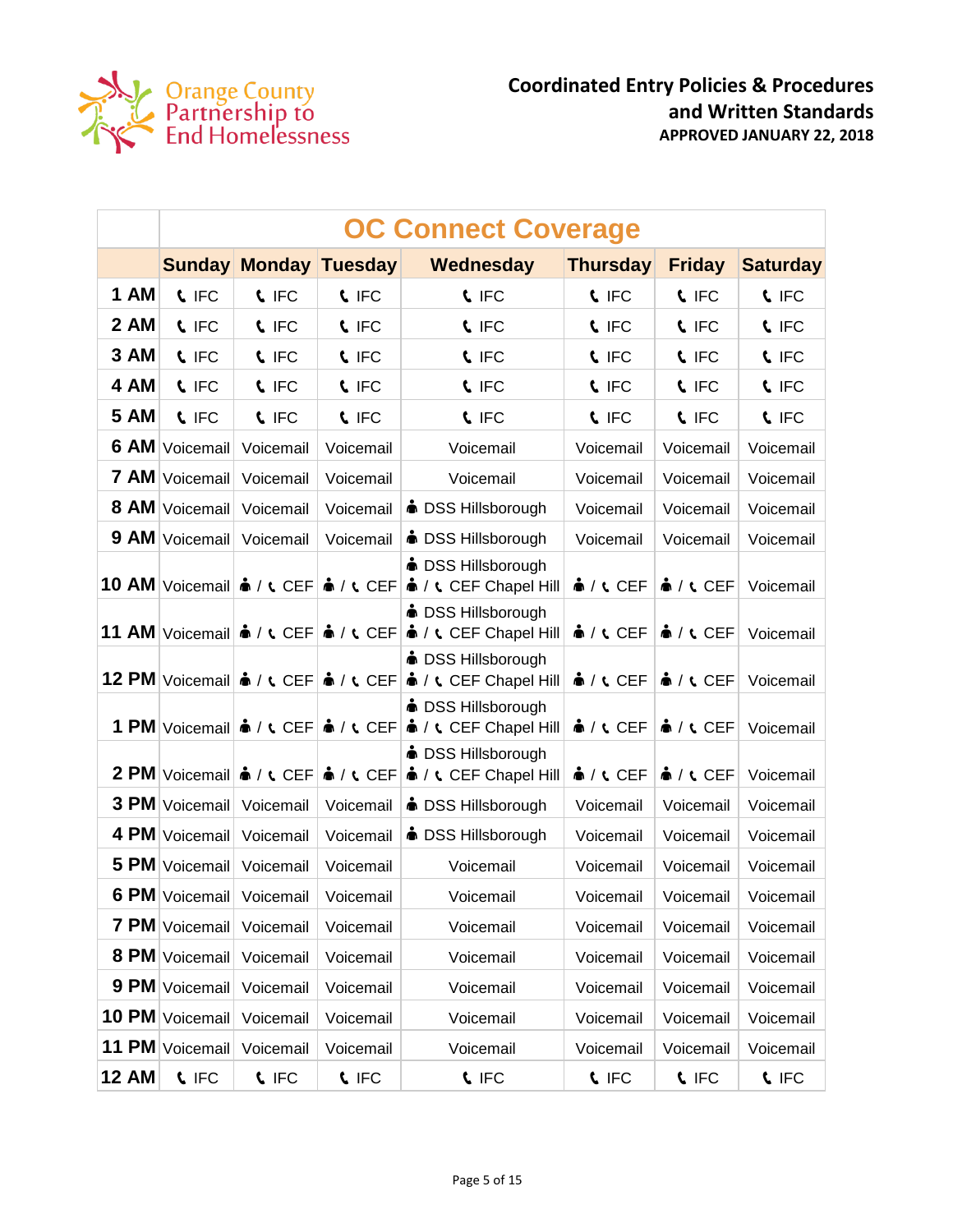| | OC Connect Coverage | | | | | | |
|---|---|---|---|---|---|---|---|
| | **Sunday** | **Monday** | **Tuesday** | **Wednesday** | **Thursday** | **Friday** | **Saturday** |
| **1 AM** | 📞 IFC | 📞 IFC | 📞 IFC | 📞 IFC | 📞 IFC | 📞 IFC | 📞 IFC |
| **2 AM** | 📞 IFC | 📞 IFC | 📞 IFC | 📞 IFC | 📞 IFC | 📞 IFC | 📞 IFC |
| **3 AM** | 📞 IFC | 📞 IFC | 📞 IFC | 📞 IFC | 📞 IFC | 📞 IFC | 📞 IFC |
| **4 AM** | 📞 IFC | 📞 IFC | 📞 IFC | 📞 IFC | 📞 IFC | 📞 IFC | 📞 IFC |
| **5 AM** | 📞 IFC | 📞 IFC | 📞 IFC | 📞 IFC | 📞 IFC | 📞 IFC | 📞 IFC |
| **6 AM** | Voicemail | Voicemail | Voicemail | Voicemail | Voicemail | Voicemail | Voicemail |
| **7 AM** | Voicemail | Voicemail | Voicemail | Voicemail | Voicemail | Voicemail | Voicemail |
| **8 AM** | Voicemail | Voicemail | Voicemail | 👤 DSS Hillsborough | Voicemail | Voicemail | Voicemail |
| **9 AM** | Voicemail | Voicemail | Voicemail | 👤 DSS Hillsborough | Voicemail | Voicemail | Voicemail |
| **10 AM** | Voicemail | 👤 / 📞 CEF | 👤 / 📞 CEF | 👤 DSS Hillsborough 👤 / 📞 CEF Chapel Hill | 👤 / 📞 CEF | 👤 / 📞 CEF | Voicemail |
| **11 AM** | Voicemail | 👤 / 📞 CEF | 👤 / 📞 CEF | 👤 DSS Hillsborough 👤 / 📞 CEF Chapel Hill | 👤 / 📞 CEF | 👤 / 📞 CEF | Voicemail |
| **12 PM** | Voicemail | 👤 / 📞 CEF | 👤 / 📞 CEF | 👤 DSS Hillsborough 👤 / 📞 CEF Chapel Hill | 👤 / 📞 CEF | 👤 / 📞 CEF | Voicemail |
| **1 PM** | Voicemail | 👤 / 📞 CEF | 👤 / 📞 CEF | 👤 DSS Hillsborough 👤 / 📞 CEF Chapel Hill | 👤 / 📞 CEF | 👤 / 📞 CEF | Voicemail |
| **2 PM** | Voicemail | 👤 / 📞 CEF | 👤 / 📞 CEF | 👤 DSS Hillsborough 👤 / 📞 CEF Chapel Hill | 👤 / 📞 CEF | 👤 / 📞 CEF | Voicemail |
| **3 PM** | Voicemail | Voicemail | Voicemail | 👤 DSS Hillsborough | Voicemail | Voicemail | Voicemail |
| **4 PM** | Voicemail | Voicemail | Voicemail | 👤 DSS Hillsborough | Voicemail | Voicemail | Voicemail |
| **5 PM** | Voicemail | Voicemail | Voicemail | Voicemail | Voicemail | Voicemail | Voicemail |
| **6 PM** | Voicemail | Voicemail | Voicemail | Voicemail | Voicemail | Voicemail | Voicemail |
| **7 PM** | Voicemail | Voicemail | Voicemail | Voicemail | Voicemail | Voicemail | Voicemail |
| **8 PM** | Voicemail | Voicemail | Voicemail | Voicemail | Voicemail | Voicemail | Voicemail |
| **9 PM** | Voicemail | Voicemail | Voicemail | Voicemail | Voicemail | Voicemail | Voicemail |
| **10 PM** | Voicemail | Voicemail | Voicemail | Voicemail | Voicemail | Voicemail | Voicemail |
| **11 PM** | Voicemail | Voicemail | Voicemail | Voicemail | Voicemail | Voicemail | Voicemail |
| **12 AM** | 📞 IFC | 📞 IFC | 📞 IFC | 📞 IFC | 📞 IFC | 📞 IFC | 📞 IFC |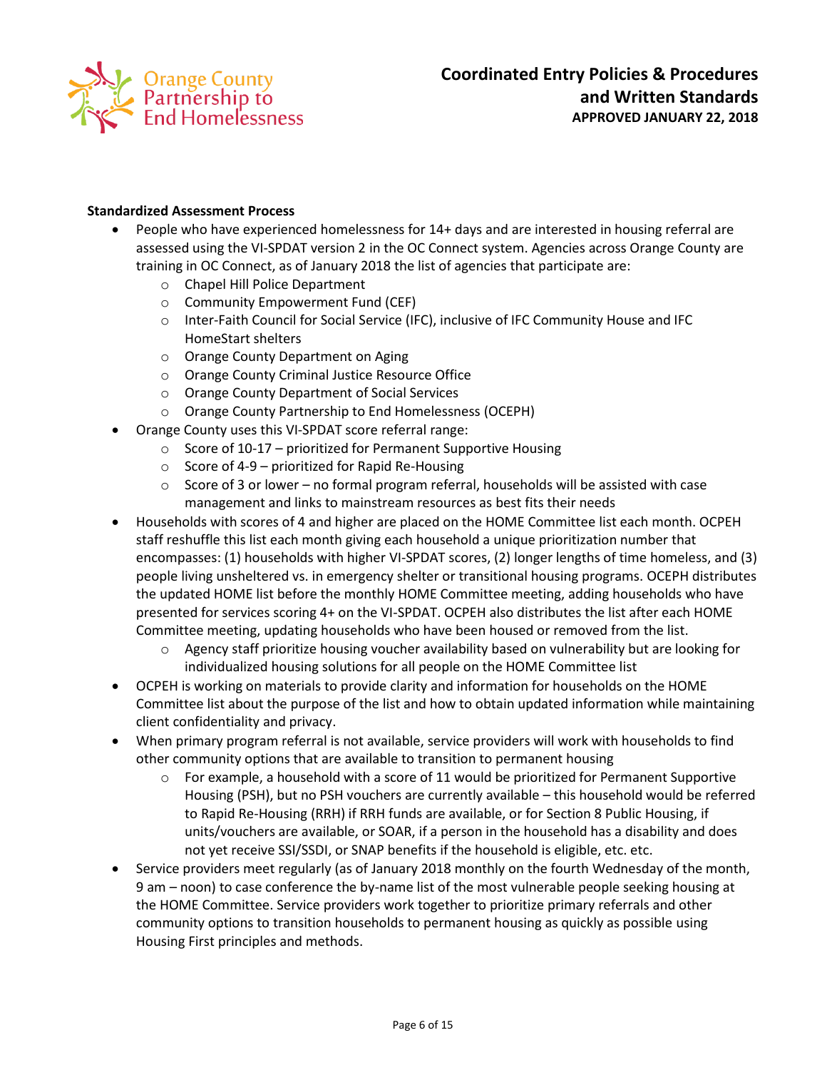**Standardized Assessment Process**

- People who have experienced homelessness for 14+ days and are interested in housing referral are assessed using the VI-SPDAT version 2 in the OC Connect system. Agencies across Orange County are training in OC Connect, as of January 2018 the list of agencies that participate are:
    - Chapel Hill Police Department
    - Community Empowerment Fund (CEF)
    - Inter-Faith Council for Social Service (IFC), inclusive of IFC Community House and IFC HomeStart shelters
    - Orange County Department on Aging
    - Orange County Criminal Justice Resource Office
    - Orange County Department of Social Services
    - Orange County Partnership to End Homelessness (OCEPH)
- Orange County uses this VI-SPDAT score referral range:
    - Score of 10-17 – prioritized for Permanent Supportive Housing
    - Score of 4-9 – prioritized for Rapid Re-Housing
    - Score of 3 or lower – no formal program referral, households will be assisted with case management and links to mainstream resources as best fits their needs
- Households with scores of 4 and higher are placed on the HOME Committee list each month. OCPEH staff reshuffle this list each month giving each household a unique prioritization number that encompasses: (1) households with higher VI-SPDAT scores, (2) longer lengths of time homeless, and (3) people living unsheltered vs. in emergency shelter or transitional housing programs. OCPEH distributes the updated HOME list before the monthly HOME Committee meeting, adding households who have presented for services scoring 4+ on the VI-SPDAT. OCPEH also distributes the list after each HOME Committee meeting, updating households who have been housed or removed from the list.
    - Agency staff prioritize housing voucher availability based on vulnerability but are looking for individualized housing solutions for all people on the HOME Committee list
- OCPEH is working on materials to provide clarity and information for households on the HOME Committee list about the purpose of the list and how to obtain updated information while maintaining client confidentiality and privacy.
- When primary program referral is not available, service providers will work with households to find other community options that are available to transition to permanent housing
    - For example, a household with a score of 11 would be prioritized for Permanent Supportive Housing (PSH), but no PSH vouchers are currently available – this household would be referred to Rapid Re-Housing (RRH) if RRH funds are available, or for Section 8 Public Housing, if units/vouchers are available, or SOAR, if a person in the household has a disability and does not yet receive SSI/SSDI, or SNAP benefits if the household is eligible, etc. etc.
- Service providers meet regularly (as of January 2018 monthly on the fourth Wednesday of the month, 9 am – noon) to case conference the by-name list of the most vulnerable people seeking housing at the HOME Committee. Service providers work together to prioritize primary referrals and other community options to transition households to permanent housing as quickly as possible using Housing First principles and methods.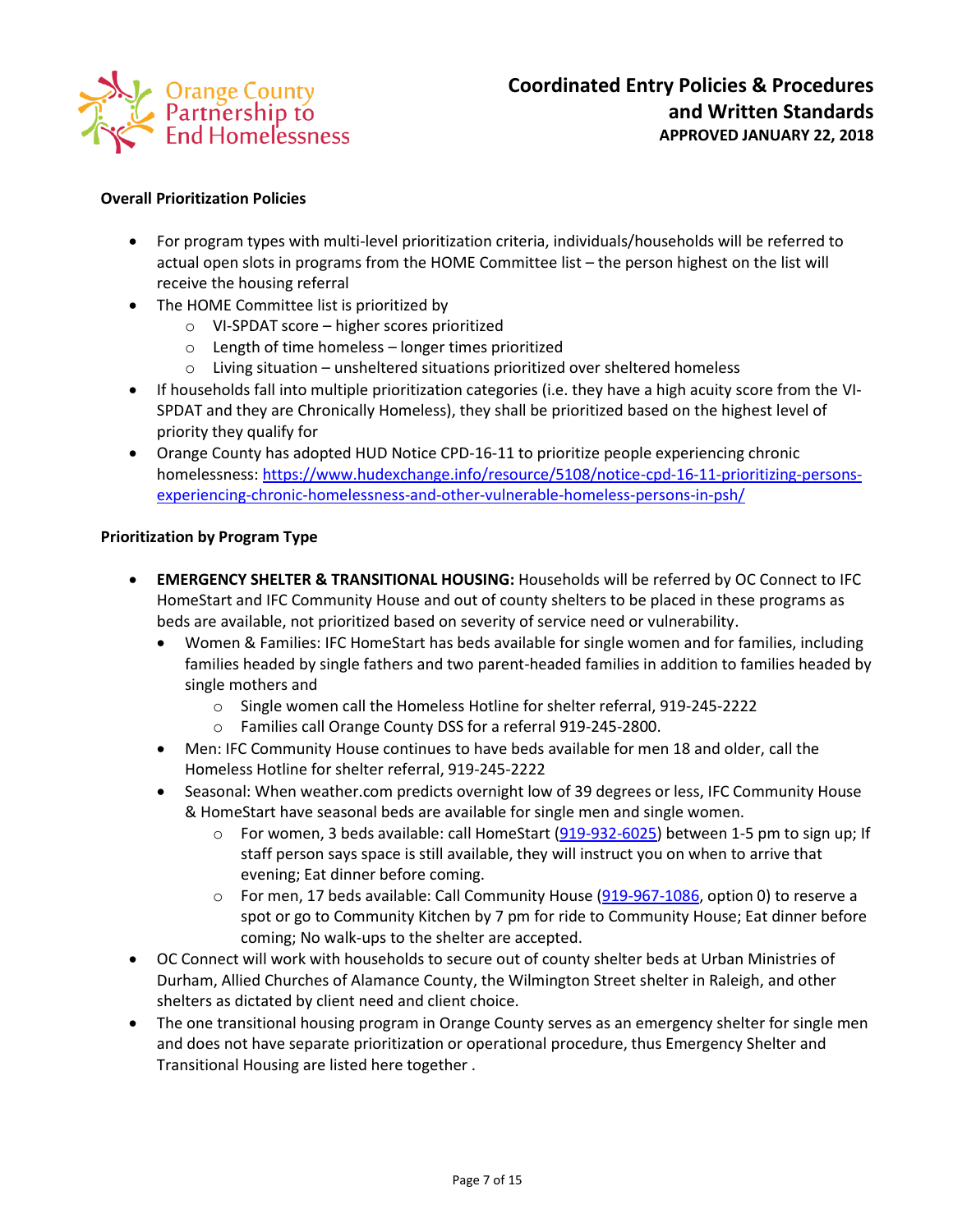**Overall Prioritization Policies**

- For program types with multi-level prioritization criteria, individuals/households will be referred to actual open slots in programs from the HOME Committee list – the person highest on the list will receive the housing referral
- The HOME Committee list is prioritized by
  - VI-SPDAT score – higher scores prioritized
  - Length of time homeless – longer times prioritized
  - Living situation – unsheltered situations prioritized over sheltered homeless
- If households fall into multiple prioritization categories (i.e. they have a high acuity score from the VI-SPDAT and they are Chronically Homeless), they shall be prioritized based on the highest level of priority they qualify for
- Orange County has adopted HUD Notice CPD-16-11 to prioritize people experiencing chronic homelessness: https://www.hudexchange.info/resource/5108/notice-cpd-16-11-prioritizing-persons-experiencing-chronic-homelessness-and-other-vulnerable-homeless-persons-in-psh/

**Prioritization by Program Type**

- **EMERGENCY SHELTER & TRANSITIONAL HOUSING:** Households will be referred by OC Connect to IFC HomeStart and IFC Community House and out of county shelters to be placed in these programs as beds are available, not prioritized based on severity of service need or vulnerability.
  - Women & Families: IFC HomeStart has beds available for single women and for families, including families headed by single fathers and two parent-headed families in addition to families headed by single mothers and
    - Single women call the Homeless Hotline for shelter referral, 919-245-2222
    - Families call Orange County DSS for a referral 919-245-2800.
  - Men: IFC Community House continues to have beds available for men 18 and older, call the Homeless Hotline for shelter referral, 919-245-2222
  - Seasonal: When weather.com predicts overnight low of 39 degrees or less, IFC Community House & HomeStart have seasonal beds are available for single men and single women.
    - For women, 3 beds available: call HomeStart (919-932-6025) between 1-5 pm to sign up; If staff person says space is still available, they will instruct you on when to arrive that evening; Eat dinner before coming.
    - For men, 17 beds available: Call Community House (919-967-1086, option 0) to reserve a spot or go to Community Kitchen by 7 pm for ride to Community House; Eat dinner before coming; No walk-ups to the shelter are accepted.
- OC Connect will work with households to secure out of county shelter beds at Urban Ministries of Durham, Allied Churches of Alamance County, the Wilmington Street shelter in Raleigh, and other shelters as dictated by client need and client choice.
- The one transitional housing program in Orange County serves as an emergency shelter for single men and does not have separate prioritization or operational procedure, thus Emergency Shelter and Transitional Housing are listed here together .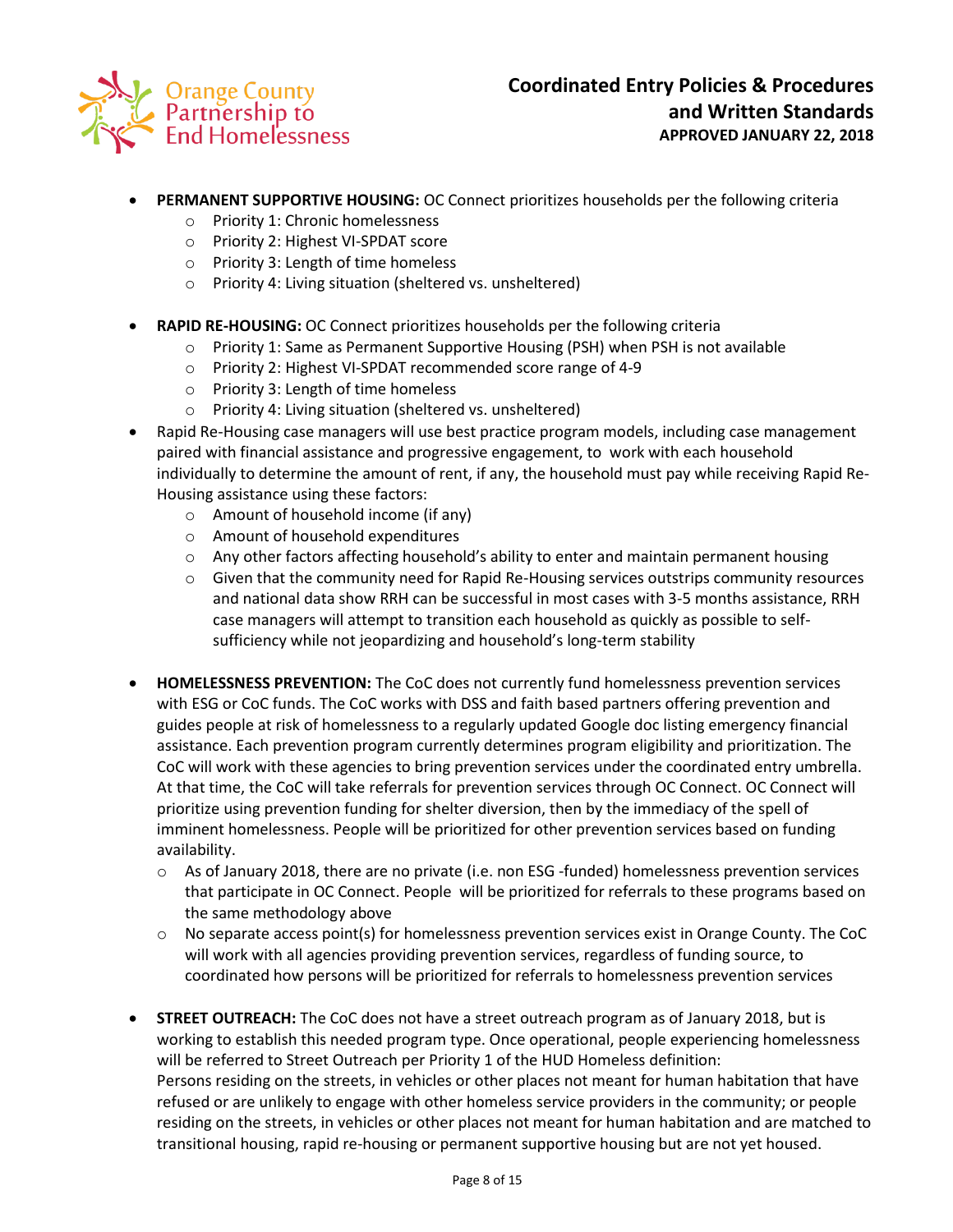- **PERMANENT SUPPORTIVE HOUSING:** OC Connect prioritizes households per the following criteria
  - Priority 1: Chronic homelessness
  - Priority 2: Highest VI-SPDAT score
  - Priority 3: Length of time homeless
  - Priority 4: Living situation (sheltered vs. unsheltered)

- **RAPID RE-HOUSING:** OC Connect prioritizes households per the following criteria
  - Priority 1: Same as Permanent Supportive Housing (PSH) when PSH is not available
  - Priority 2: Highest VI-SPDAT recommended score range of 4-9
  - Priority 3: Length of time homeless
  - Priority 4: Living situation (sheltered vs. unsheltered)
- Rapid Re-Housing case managers will use best practice program models, including case management paired with financial assistance and progressive engagement, to work with each household individually to determine the amount of rent, if any, the household must pay while receiving Rapid Re-Housing assistance using these factors:
  - Amount of household income (if any)
  - Amount of household expenditures
  - Any other factors affecting household's ability to enter and maintain permanent housing
  - Given that the community need for Rapid Re-Housing services outstrips community resources and national data show RRH can be successful in most cases with 3-5 months assistance, RRH case managers will attempt to transition each household as quickly as possible to self-sufficiency while not jeopardizing and household's long-term stability

- **HOMELESSNESS PREVENTION:** The CoC does not currently fund homelessness prevention services with ESG or CoC funds. The CoC works with DSS and faith based partners offering prevention and guides people at risk of homelessness to a regularly updated Google doc listing emergency financial assistance. Each prevention program currently determines program eligibility and prioritization. The CoC will work with these agencies to bring prevention services under the coordinated entry umbrella. At that time, the CoC will take referrals for prevention services through OC Connect. OC Connect will prioritize using prevention funding for shelter diversion, then by the immediacy of the spell of imminent homelessness. People will be prioritized for other prevention services based on funding availability.
  - As of January 2018, there are no private (i.e. non ESG -funded) homelessness prevention services that participate in OC Connect. People will be prioritized for referrals to these programs based on the same methodology above
  - No separate access point(s) for homelessness prevention services exist in Orange County. The CoC will work with all agencies providing prevention services, regardless of funding source, to coordinated how persons will be prioritized for referrals to homelessness prevention services

- **STREET OUTREACH:** The CoC does not have a street outreach program as of January 2018, but is working to establish this needed program type. Once operational, people experiencing homelessness will be referred to Street Outreach per Priority 1 of the HUD Homeless definition:
  Persons residing on the streets, in vehicles or other places not meant for human habitation that have refused or are unlikely to engage with other homeless service providers in the community; or people residing on the streets, in vehicles or other places not meant for human habitation and are matched to transitional housing, rapid re-housing or permanent supportive housing but are not yet housed.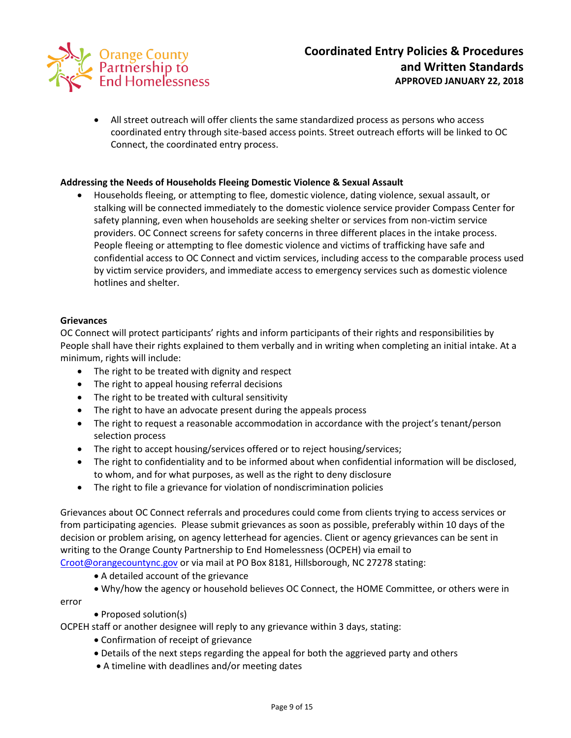- All street outreach will offer clients the same standardized process as persons who access coordinated entry through site-based access points. Street outreach efforts will be linked to OC Connect, the coordinated entry process.

**Addressing the Needs of Households Fleeing Domestic Violence & Sexual Assault**

- Households fleeing, or attempting to flee, domestic violence, dating violence, sexual assault, or stalking will be connected immediately to the domestic violence service provider Compass Center for safety planning, even when households are seeking shelter or services from non-victim service providers. OC Connect screens for safety concerns in three different places in the intake process. People fleeing or attempting to flee domestic violence and victims of trafficking have safe and confidential access to OC Connect and victim services, including access to the comparable process used by victim service providers, and immediate access to emergency services such as domestic violence hotlines and shelter.

**Grievances**

OC Connect will protect participants' rights and inform participants of their rights and responsibilities by People shall have their rights explained to them verbally and in writing when completing an initial intake. At a minimum, rights will include:

- The right to be treated with dignity and respect
- The right to appeal housing referral decisions
- The right to be treated with cultural sensitivity
- The right to have an advocate present during the appeals process
- The right to request a reasonable accommodation in accordance with the project's tenant/person selection process
- The right to accept housing/services offered or to reject housing/services;
- The right to confidentiality and to be informed about when confidential information will be disclosed, to whom, and for what purposes, as well as the right to deny disclosure
- The right to file a grievance for violation of nondiscrimination policies

Grievances about OC Connect referrals and procedures could come from clients trying to access services or from participating agencies. Please submit grievances as soon as possible, preferably within 10 days of the decision or problem arising, on agency letterhead for agencies. Client or agency grievances can be sent in writing to the Orange County Partnership to End Homelessness (OCPEH) via email to Croot@orangecountync.gov or via mail at PO Box 8181, Hillsborough, NC 27278 stating:

- A detailed account of the grievance
- Why/how the agency or household believes OC Connect, the HOME Committee, or others were in error
- Proposed solution(s)

OCPEH staff or another designee will reply to any grievance within 3 days, stating:

- Confirmation of receipt of grievance
- Details of the next steps regarding the appeal for both the aggrieved party and others
- A timeline with deadlines and/or meeting dates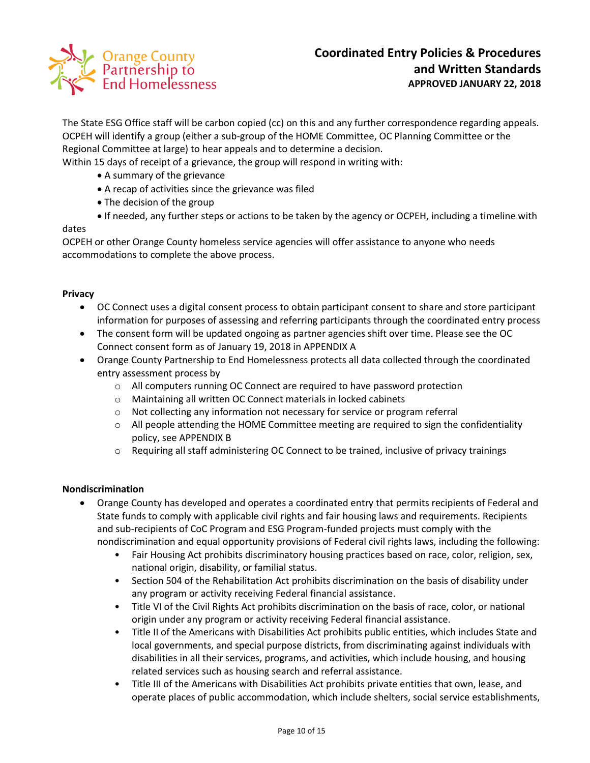The State ESG Office staff will be carbon copied (cc) on this and any further correspondence regarding appeals. OCPEH will identify a group (either a sub-group of the HOME Committee, OC Planning Committee or the Regional Committee at large) to hear appeals and to determine a decision.
Within 15 days of receipt of a grievance, the group will respond in writing with:

- A summary of the grievance
- A recap of activities since the grievance was filed
- The decision of the group
- If needed, any further steps or actions to be taken by the agency or OCPEH, including a timeline with dates

OCPEH or other Orange County homeless service agencies will offer assistance to anyone who needs accommodations to complete the above process.

**Privacy**

- OC Connect uses a digital consent process to obtain participant consent to share and store participant information for purposes of assessing and referring participants through the coordinated entry process
- The consent form will be updated ongoing as partner agencies shift over time. Please see the OC Connect consent form as of January 19, 2018 in APPENDIX A
- Orange County Partnership to End Homelessness protects all data collected through the coordinated entry assessment process by
  - All computers running OC Connect are required to have password protection
  - Maintaining all written OC Connect materials in locked cabinets
  - Not collecting any information not necessary for service or program referral
  - All people attending the HOME Committee meeting are required to sign the confidentiality policy, see APPENDIX B
  - Requiring all staff administering OC Connect to be trained, inclusive of privacy trainings

**Nondiscrimination**

- Orange County has developed and operates a coordinated entry that permits recipients of Federal and State funds to comply with applicable civil rights and fair housing laws and requirements. Recipients and sub-recipients of CoC Program and ESG Program-funded projects must comply with the nondiscrimination and equal opportunity provisions of Federal civil rights laws, including the following:
  - Fair Housing Act prohibits discriminatory housing practices based on race, color, religion, sex, national origin, disability, or familial status.
  - Section 504 of the Rehabilitation Act prohibits discrimination on the basis of disability under any program or activity receiving Federal financial assistance.
  - Title VI of the Civil Rights Act prohibits discrimination on the basis of race, color, or national origin under any program or activity receiving Federal financial assistance.
  - Title II of the Americans with Disabilities Act prohibits public entities, which includes State and local governments, and special purpose districts, from discriminating against individuals with disabilities in all their services, programs, and activities, which include housing, and housing related services such as housing search and referral assistance.
  - Title III of the Americans with Disabilities Act prohibits private entities that own, lease, and operate places of public accommodation, which include shelters, social service establishments,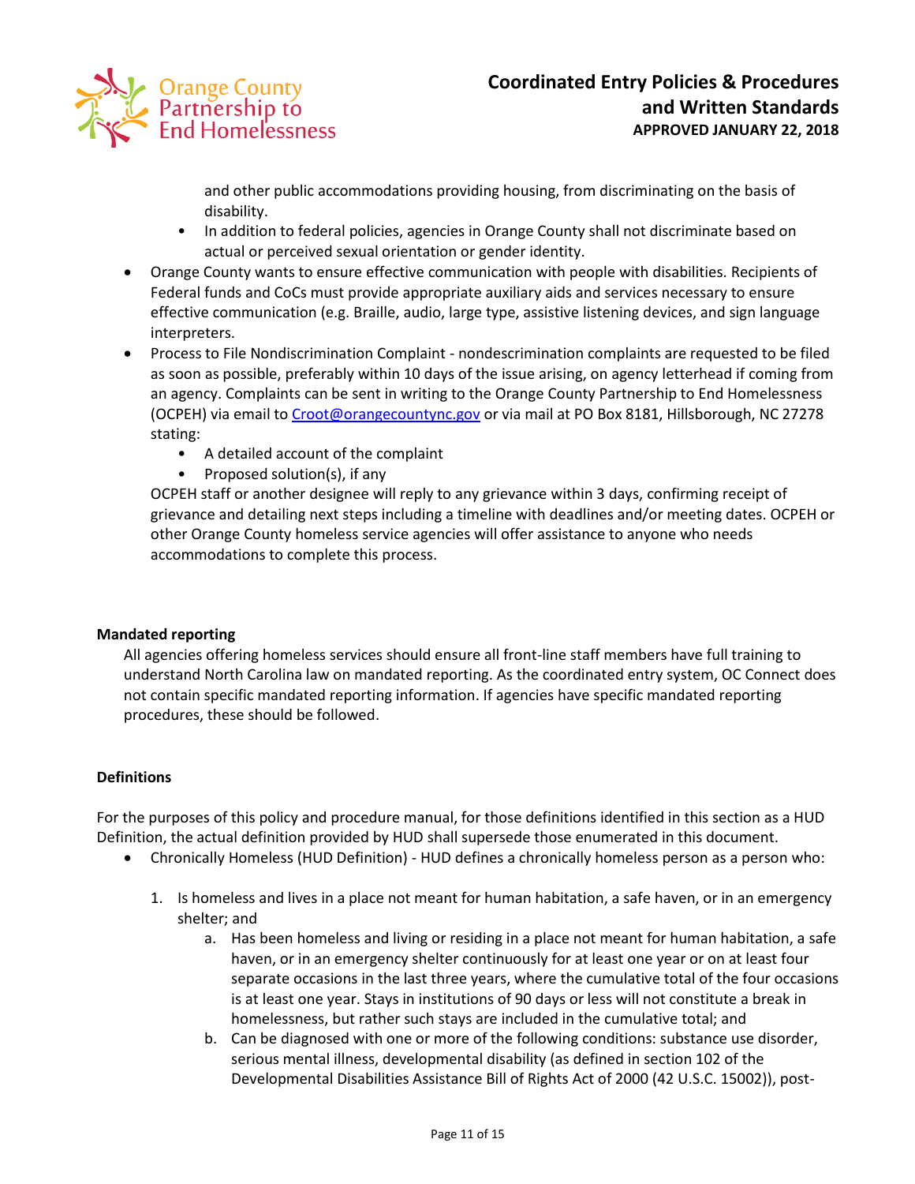- and other public accommodations providing housing, from discriminating on the basis of disability.
  - In addition to federal policies, agencies in Orange County shall not discriminate based on actual or perceived sexual orientation or gender identity.
- Orange County wants to ensure effective communication with people with disabilities. Recipients of Federal funds and CoCs must provide appropriate auxiliary aids and services necessary to ensure effective communication (e.g. Braille, audio, large type, assistive listening devices, and sign language interpreters.
- Process to File Nondiscrimination Complaint - nondescrimination complaints are requested to be filed as soon as possible, preferably within 10 days of the issue arising, on agency letterhead if coming from an agency. Complaints can be sent in writing to the Orange County Partnership to End Homelessness (OCPEH) via email to [Croot@orangecountync.gov](mailto:Croot@orangecountync.gov) or via mail at PO Box 8181, Hillsborough, NC 27278 stating:
  - A detailed account of the complaint
  - Proposed solution(s), if any

  OCPEH staff or another designee will reply to any grievance within 3 days, confirming receipt of grievance and detailing next steps including a timeline with deadlines and/or meeting dates. OCPEH or other Orange County homeless service agencies will offer assistance to anyone who needs accommodations to complete this process.

**Mandated reporting**

All agencies offering homeless services should ensure all front-line staff members have full training to understand North Carolina law on mandated reporting. As the coordinated entry system, OC Connect does not contain specific mandated reporting information. If agencies have specific mandated reporting procedures, these should be followed.

**Definitions**

For the purposes of this policy and procedure manual, for those definitions identified in this section as a HUD Definition, the actual definition provided by HUD shall supersede those enumerated in this document.

- Chronically Homeless (HUD Definition) - HUD defines a chronically homeless person as a person who:

  1. Is homeless and lives in a place not meant for human habitation, a safe haven, or in an emergency shelter; and
     a. Has been homeless and living or residing in a place not meant for human habitation, a safe haven, or in an emergency shelter continuously for at least one year or on at least four separate occasions in the last three years, where the cumulative total of the four occasions is at least one year. Stays in institutions of 90 days or less will not constitute a break in homelessness, but rather such stays are included in the cumulative total; and
     b. Can be diagnosed with one or more of the following conditions: substance use disorder, serious mental illness, developmental disability (as defined in section 102 of the Developmental Disabilities Assistance Bill of Rights Act of 2000 (42 U.S.C. 15002)), post-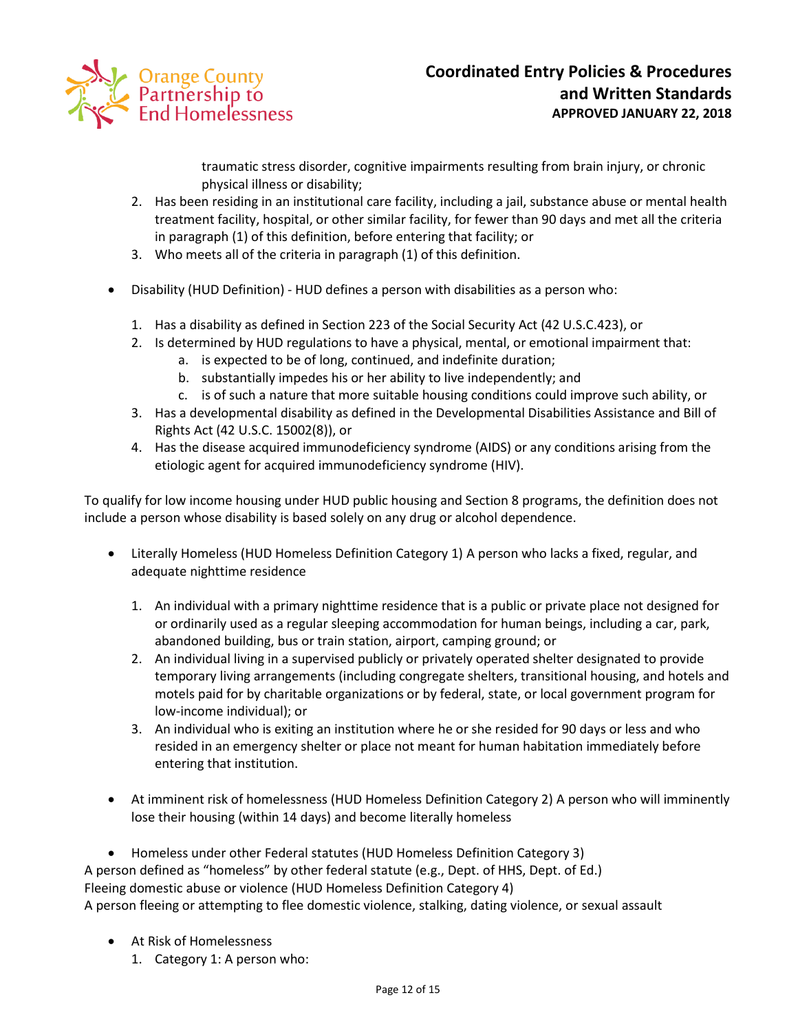traumatic stress disorder, cognitive impairments resulting from brain injury, or chronic physical illness or disability;

2. Has been residing in an institutional care facility, including a jail, substance abuse or mental health treatment facility, hospital, or other similar facility, for fewer than 90 days and met all the criteria in paragraph (1) of this definition, before entering that facility; or
3. Who meets all of the criteria in paragraph (1) of this definition.

- Disability (HUD Definition) - HUD defines a person with disabilities as a person who:

    1. Has a disability as defined in Section 223 of the Social Security Act (42 U.S.C.423), or
    2. Is determined by HUD regulations to have a physical, mental, or emotional impairment that:
        a. is expected to be of long, continued, and indefinite duration;
        b. substantially impedes his or her ability to live independently; and
        c. is of such a nature that more suitable housing conditions could improve such ability, or
    3. Has a developmental disability as defined in the Developmental Disabilities Assistance and Bill of Rights Act (42 U.S.C. 15002(8)), or
    4. Has the disease acquired immunodeficiency syndrome (AIDS) or any conditions arising from the etiologic agent for acquired immunodeficiency syndrome (HIV).

To qualify for low income housing under HUD public housing and Section 8 programs, the definition does not include a person whose disability is based solely on any drug or alcohol dependence.

- Literally Homeless (HUD Homeless Definition Category 1) A person who lacks a fixed, regular, and adequate nighttime residence

    1. An individual with a primary nighttime residence that is a public or private place not designed for or ordinarily used as a regular sleeping accommodation for human beings, including a car, park, abandoned building, bus or train station, airport, camping ground; or
    2. An individual living in a supervised publicly or privately operated shelter designated to provide temporary living arrangements (including congregate shelters, transitional housing, and hotels and motels paid for by charitable organizations or by federal, state, or local government program for low-income individual); or
    3. An individual who is exiting an institution where he or she resided for 90 days or less and who resided in an emergency shelter or place not meant for human habitation immediately before entering that institution.

- At imminent risk of homelessness (HUD Homeless Definition Category 2) A person who will imminently lose their housing (within 14 days) and become literally homeless

- Homeless under other Federal statutes (HUD Homeless Definition Category 3)

A person defined as "homeless" by other federal statute (e.g., Dept. of HHS, Dept. of Ed.)
Fleeing domestic abuse or violence (HUD Homeless Definition Category 4)
A person fleeing or attempting to flee domestic violence, stalking, dating violence, or sexual assault

- At Risk of Homelessness
    1. Category 1: A person who: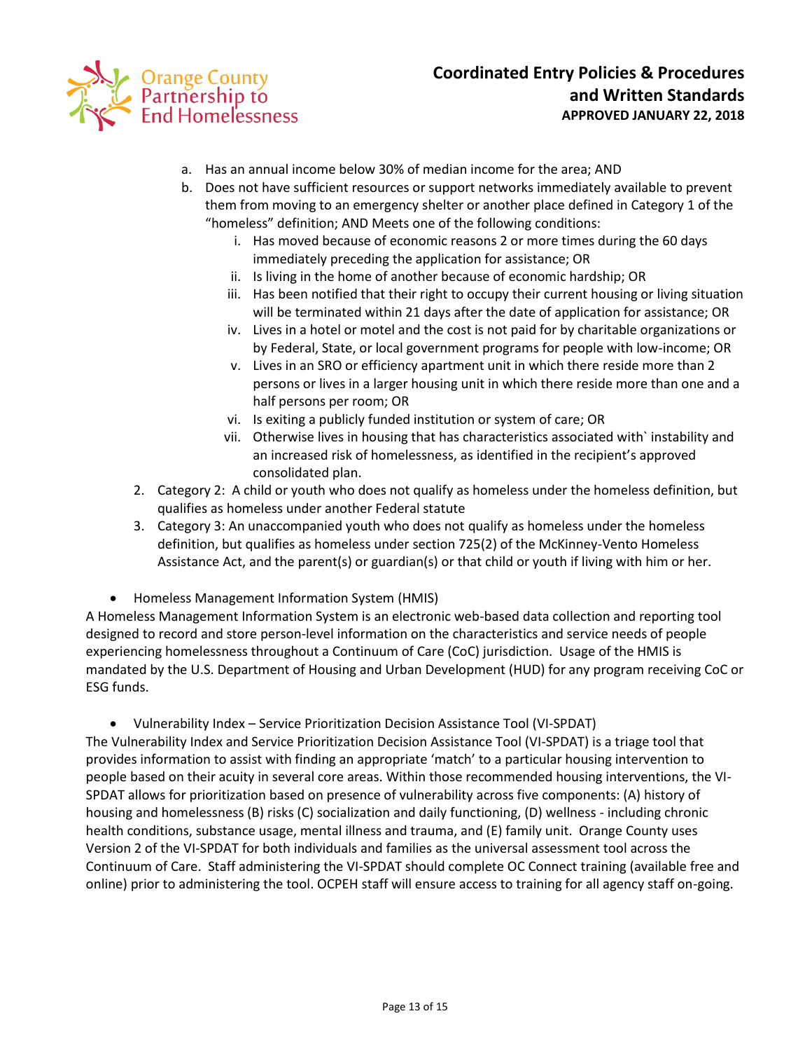a. Has an annual income below 30% of median income for the area; AND
   b. Does not have sufficient resources or support networks immediately available to prevent them from moving to an emergency shelter or another place defined in Category 1 of the "homeless" definition; AND Meets one of the following conditions:
      i. Has moved because of economic reasons 2 or more times during the 60 days immediately preceding the application for assistance; OR
      ii. Is living in the home of another because of economic hardship; OR
      iii. Has been notified that their right to occupy their current housing or living situation will be terminated within 21 days after the date of application for assistance; OR
      iv. Lives in a hotel or motel and the cost is not paid for by charitable organizations or by Federal, State, or local government programs for people with low-income; OR
      v. Lives in an SRO or efficiency apartment unit in which there reside more than 2 persons or lives in a larger housing unit in which there reside more than one and a half persons per room; OR
      vi. Is exiting a publicly funded institution or system of care; OR
      vii. Otherwise lives in housing that has characteristics associated with` instability and an increased risk of homelessness, as identified in the recipient's approved consolidated plan.

2. Category 2: A child or youth who does not qualify as homeless under the homeless definition, but qualifies as homeless under another Federal statute
3. Category 3: An unaccompanied youth who does not qualify as homeless under the homeless definition, but qualifies as homeless under section 725(2) of the McKinney-Vento Homeless Assistance Act, and the parent(s) or guardian(s) or that child or youth if living with him or her.

- Homeless Management Information System (HMIS)

A Homeless Management Information System is an electronic web-based data collection and reporting tool designed to record and store person-level information on the characteristics and service needs of people experiencing homelessness throughout a Continuum of Care (CoC) jurisdiction. Usage of the HMIS is mandated by the U.S. Department of Housing and Urban Development (HUD) for any program receiving CoC or ESG funds.

- Vulnerability Index – Service Prioritization Decision Assistance Tool (VI-SPDAT)

The Vulnerability Index and Service Prioritization Decision Assistance Tool (VI-SPDAT) is a triage tool that provides information to assist with finding an appropriate 'match' to a particular housing intervention to people based on their acuity in several core areas. Within those recommended housing interventions, the VI-SPDAT allows for prioritization based on presence of vulnerability across five components: (A) history of housing and homelessness (B) risks (C) socialization and daily functioning, (D) wellness - including chronic health conditions, substance usage, mental illness and trauma, and (E) family unit. Orange County uses Version 2 of the VI-SPDAT for both individuals and families as the universal assessment tool across the Continuum of Care. Staff administering the VI-SPDAT should complete OC Connect training (available free and online) prior to administering the tool. OCPEH staff will ensure access to training for all agency staff on-going.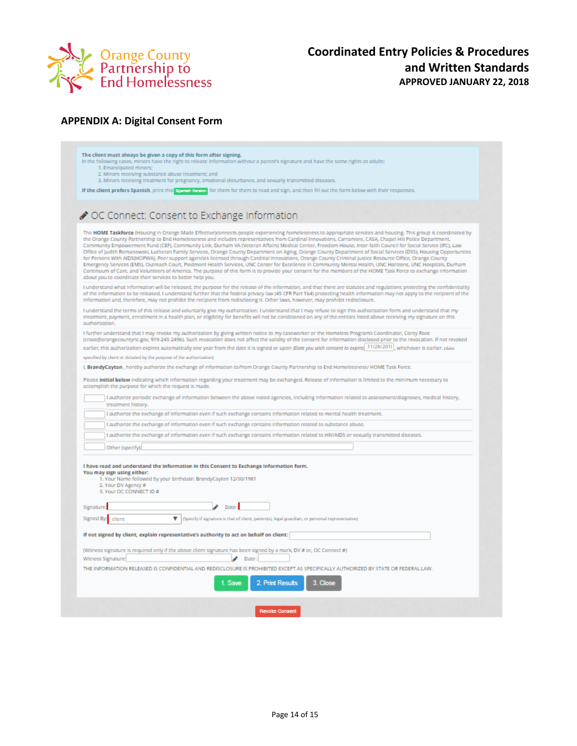## APPENDIX A: Digital Consent Form

**The client must always be given a copy of this form after signing.**
In the following cases, minors have the right to release information without a parent's signature and have the same rights as adults:

1. Emancipated minors;
2. Minors receiving substance abuse treatment; and
3. Minors receiving treatment for pregnancy, emotional disturbance, and sexually transmitted diseases.

**If the client prefers Spanish**, print this Spanish Version for them for them to read and sign, and then fill out the form below with their responses.

### OC Connect: Consent to Exchange Information

The **HOME Taskforce** (Housing in Orange Made Effective)connects people experiencing homelessness to appropriate services and housing. This group is coordinated by the Orange County Partnership to End Homelessness and includes representatives from Cardinal Innovations, Carramore, CASA, Chapel Hill Police Department, Community Empowerment Fund (CEF), Community Link, Durham VA (Veteran Affairs) Medical Center, Freedom House, Inter-faith Council for Social Service (IFC), Law Office of Judith Romanowski, Lutheran Family Services, Orange County Department on Aging, Orange County Department of Social Services (DSS), Housing Opportunities for Persons With AIDS(HOPWA), Peer support agencies licensed through Cardinal Innovations, Orange County Criminal Justice Resource Office, Orange County Emergency Services (EMS), Outreach Court, Piedmont Health Services, UNC Center for Excellence in Community Mental Health, UNC Horizons, UNC Hospitals, Durham Continuum of Care, and Volunteers of America. The purpose of this form is to provide your consent for the members of the HOME Task Force to exchange information about you to coordinate their services to better help you.

I understand what information will be released, the purpose for the release of the information, and that there are statutes and regulations protecting the confidentiality of the information to be released. I understand further that the federal privacy law (45 CFR Part 164) protecting health information may not apply to the recipient of the information and, therefore, may not prohibit the recipient from redisclosing it. Other laws, however, may prohibit redisclosure.

I understand the terms of this release and voluntarily give my authorization. I understand that I may refuse to sign this authorization form and understand that my treatment, payment, enrollment in a health plan, or eligibility for benefits will not be conditioned on any of the entities listed above receiving my signature on this authorization.

I further understand that I may revoke my authorization by giving written notice to my caseworker or the Homeless Programs Coordinator, Corey Root (croot@orangecountync.gov, 919-245-2496). Such revocation does not affect the validity of the consent for information disclosed prior to the revocation. If not revoked earlier, this authorization expires automatically one year from the date it is signed or upon *(Date you wish consent to expire)* 11/28/2018, whichever is earlier. (date specified by client or dictated by the purpose of the authorization)

I, **BrandyCayton**, hereby authorize the exchange of information to/from Orange County Partnership to End Homelessness/ HOME Task Force.

Please **initial below** indicating which information regarding your treatment may be exchanged. Release of information is limited to the minimum necessary to accomplish the purpose for which the request is made.

- ☐ I authorize periodic exchange of information between the above noted agencies, including information related to assessment/diagnoses, medical history, treatment history.
- ☐ I authorize the exchange of information even if such exchange contains information related to mental health treatment.
- ☐ I authorize the exchange of information even if such exchange contains information related to substance abuse.
- ☐ I authorize the exchange of information even if such exchange contains information related to HIV/AIDS or sexually transmitted diseases.
- ☐ Other (specify): ______

**I have read and understand the information in this Consent to Exchange Information form.**
**You may sign using either:**

1. Your Name followed by your birthdate: BrandyCayton 12/30/1981
2. Your DV Agency #
3. Your OC CONNECT ID #

Signature: ______ Date: ______

Signed By: client (Specify if signature is that of client, parent(s), legal guardian, or personal representative)

**If not signed by client, explain representative's authority to act on behalf on client:** ______

(Witness signature is required only if the above client signature has been signed by a mark, DV # or, OC Connect #)
Witness Signature: ______ Date: ______

THE INFORMATION RELEASED IS CONFIDENTIAL AND REDISCLOSURE IS PROHIBITED EXCEPT AS SPECIFICALLY AUTHORIZED BY STATE OR FEDERAL LAW.

1. Save | 2. Print Results | 3. Close

Revoke Consent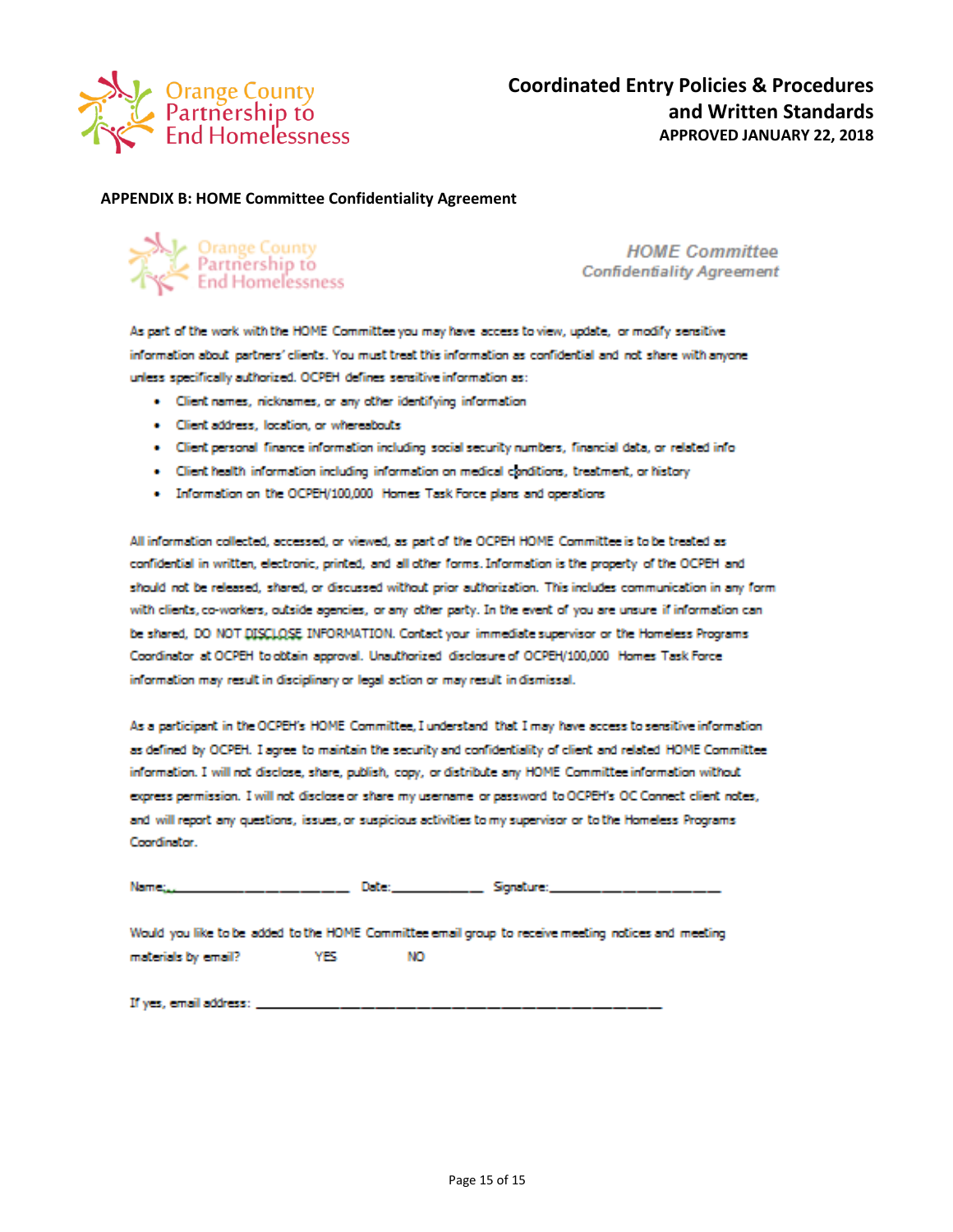**APPENDIX B: HOME Committee Confidentiality Agreement**

Orange County Partnership to End Homelessness

***HOME Committee***
***Confidentiality Agreement***

As part of the work with the HOME Committee you may have access to view, update, or modify sensitive information about partners' clients. You must treat this information as confidential and not share with anyone unless specifically authorized. OCPEH defines sensitive information as:

- Client names, nicknames, or any other identifying information
- Client address, location, or whereabouts
- Client personal finance information including social security numbers, financial data, or related info
- Client health information including information on medical conditions, treatment, or history
- Information on the OCPEH/100,000 Homes Task Force plans and operations

All information collected, accessed, or viewed, as part of the OCPEH HOME Committee is to be treated as confidential in written, electronic, printed, and all other forms. Information is the property of the OCPEH and should not be released, shared, or discussed without prior authorization. This includes communication in any form with clients, co-workers, outside agencies, or any other party. In the event of you are unsure if information can be shared, DO NOT DISCLOSE INFORMATION. Contact your immediate supervisor or the Homeless Programs Coordinator at OCPEH to obtain approval. Unauthorized disclosure of OCPEH/100,000 Homes Task Force information may result in disciplinary or legal action or may result in dismissal.

As a participant in the OCPEH's HOME Committee, I understand that I may have access to sensitive information as defined by OCPEH. I agree to maintain the security and confidentiality of client and related HOME Committee information. I will not disclose, share, publish, copy, or distribute any HOME Committee information without express permission. I will not disclose or share my username or password to OCPEH's OC Connect client notes, and will report any questions, issues, or suspicious activities to my supervisor or to the Homeless Programs Coordinator.

Name:\_\_\_\_\_\_\_\_\_\_\_\_\_\_\_\_\_\_\_\_\_\_\_\_ Date:\_\_\_\_\_\_\_\_\_\_\_\_ Signature:\_\_\_\_\_\_\_\_\_\_\_\_\_\_\_\_\_\_\_\_\_\_

Would you like to be added to the HOME Committee email group to receive meeting notices and meeting materials by email? YES NO

If yes, email address: \_\_\_\_\_\_\_\_\_\_\_\_\_\_\_\_\_\_\_\_\_\_\_\_\_\_\_\_\_\_\_\_\_\_\_\_\_\_\_\_\_\_\_\_\_\_\_\_\_\_